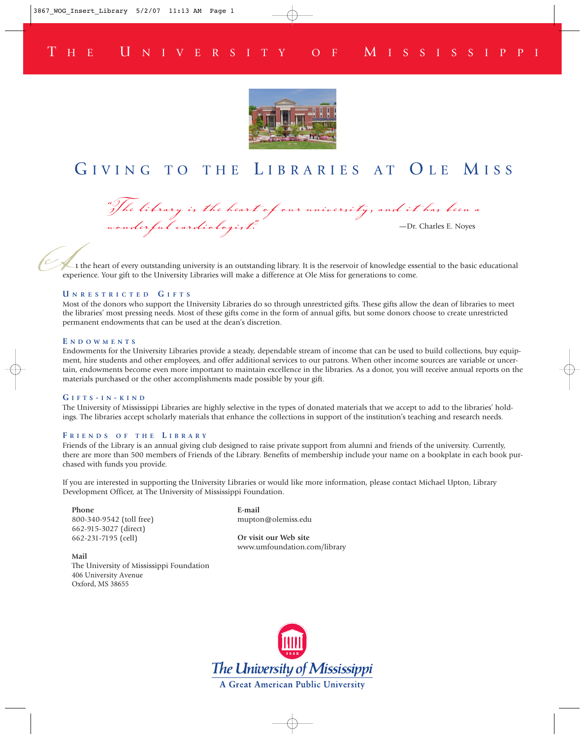THE UNIVERSITY OF MISSISSIPPI

# GIVING TO THE LIBRARIES AT OLE MISS

*"The library is the heart of our university, and it has been a wonderful cardiologist."*

—Dr. Charles E. Noyes

At the heart of every outstanding university is an outstanding library. It is the reservoir of knowledge essential to the basic educational experience. Your gift to the University Libraries will make a difference at Ole Miss for generations to come.

## UNRESTRICTED GIFTS

Most of the donors who support the University Libraries do so through unrestricted gifts. These gifts allow the dean of libraries to meet the libraries' most pressing needs. Most of these gifts come in the form of annual gifts, but some donors choose to create unrestricted permanent endowments that can be used at the dean's discretion.

## ENDOWMENTS

Endowments for the University Libraries provide a steady, dependable stream of income that can be used to build collections, buy equipment, hire students and other employees, and offer additional services to our patrons. When other income sources are variable or uncertain, endowments become even more important to maintain excellence in the libraries. As a donor, you will receive annual reports on the materials purchased or the other accomplishments made possible by your gift.

## GIFTS-IN-KIND

The University of Mississippi Libraries are highly selective in the types of donated materials that we accept to add to the libraries' holdings. The libraries accept scholarly materials that enhance the collections in support of the institution's teaching and research needs.

## FRIENDS OF THE LIBRARY

Friends of the Library is an annual giving club designed to raise private support from alumni and friends of the university. Currently, there are more than 500 members of Friends of the Library. Benefits of membership include your name on a bookplate in each book purchased with funds you provide.

If you are interested in supporting the University Libraries or would like more information, please contact Michael Upton, Library Development Officer, at The University of Mississippi Foundation.

**Phone**
800-340-9542 (toll free)
662-915-3027 (direct)
662-231-7195 (cell)

**Mail**
The University of Mississippi Foundation
406 University Avenue
Oxford, MS 38655

**E-mail**
mupton@olemiss.edu

**Or visit our Web site**
www.umfoundation.com/library

The University of Mississippi
A Great American Public University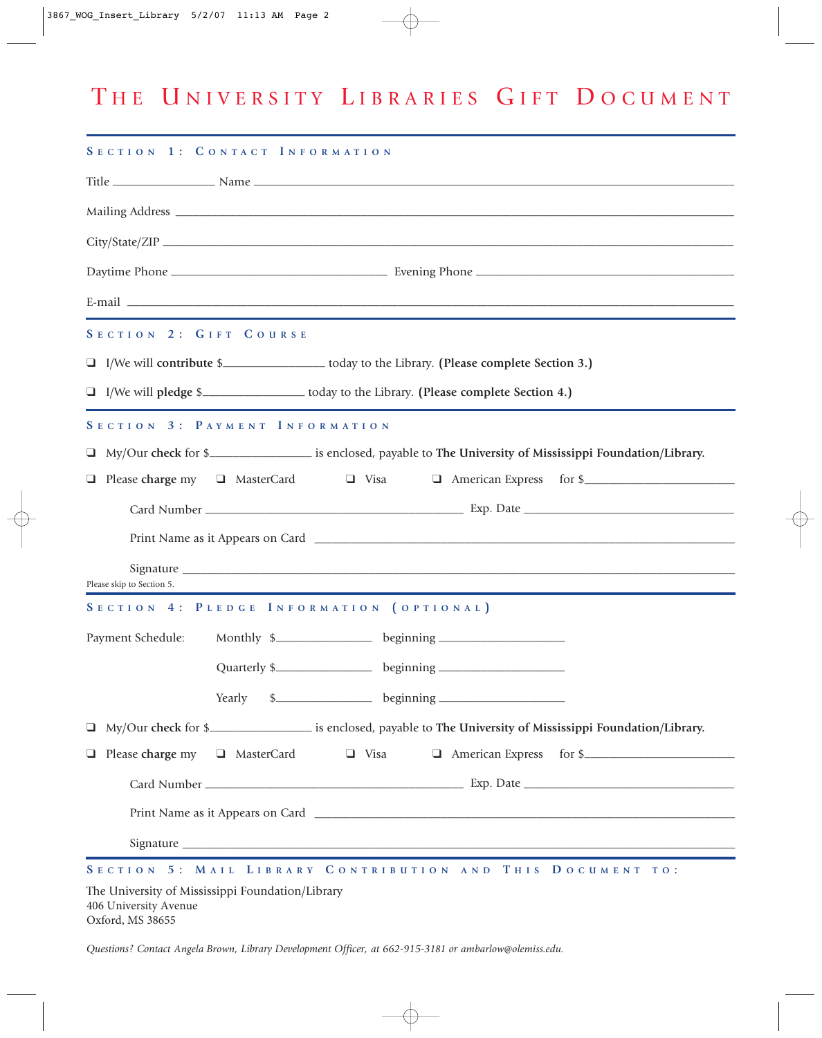# The University Libraries Gift Document

## Section 1: Contact Information

Title ______________ Name ______________________________________________

Mailing Address ______________________________________________

City/State/ZIP ______________________________________________

Daytime Phone ____________________ Evening Phone ____________________

E-mail ______________________________________________

## Section 2: Gift Course

❑ I/We will **contribute** $______________ today to the Library. **(Please complete Section 3.)**

❑ I/We will **pledge** $______________ today to the Library. **(Please complete Section 4.)**

## Section 3: Payment Information

❑ My/Our **check** for $______________ is enclosed, payable to **The University of Mississippi Foundation/Library.**

❑ Please **charge** my ❑ MasterCard ❑ Visa ❑ American Express for $______________

Card Number ______________________________ Exp. Date ______________

Print Name as it Appears on Card ______________________________________________

Signature ______________________________________________

Please skip to Section 5.

## Section 4: Pledge Information (Optional)

Payment Schedule:

Monthly $______________ beginning ______________

Quarterly $______________ beginning ______________

Yearly $______________ beginning ______________

❑ My/Our **check** for $______________ is enclosed, payable to **The University of Mississippi Foundation/Library.**

❑ Please **charge** my ❑ MasterCard ❑ Visa ❑ American Express for $______________

Card Number ______________________________ Exp. Date ______________

Print Name as it Appears on Card ______________________________________________

Signature ______________________________________________

## Section 5: Mail Library Contribution and This Document to:

The University of Mississippi Foundation/Library
406 University Avenue
Oxford, MS 38655

*Questions? Contact Angela Brown, Library Development Officer, at 662-915-3181 or ambarlow@olemiss.edu.*